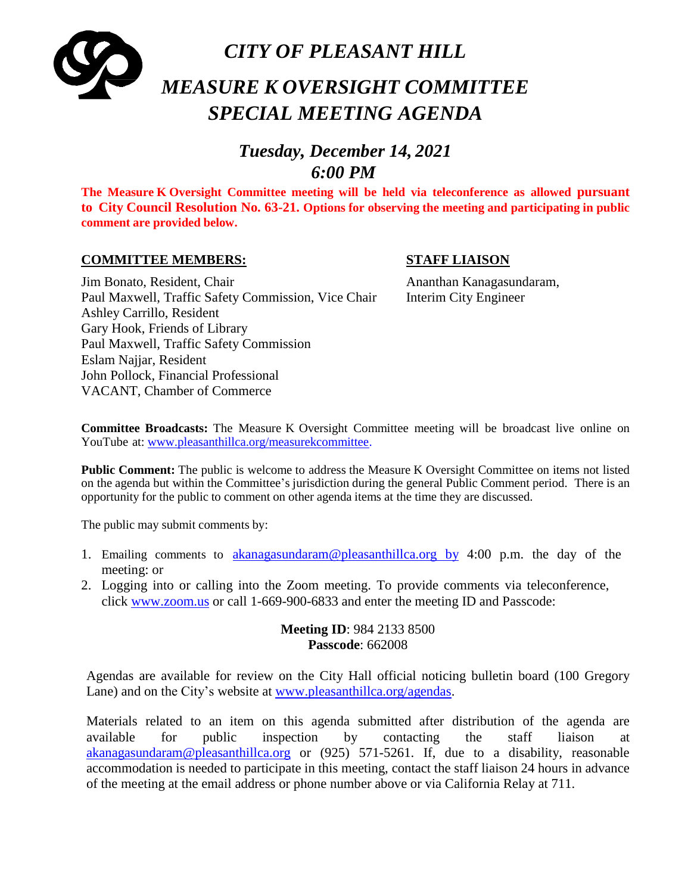# *CITY OF PLEASANT HILL*

# *MEASURE K OVERSIGHT COMMITTEE SPECIAL MEETING AGENDA*

## *Tuesday, December 14, 2021*
## *6:00 PM*

**The Measure K Oversight Committee meeting will be held via teleconference as allowed pursuant to City Council Resolution No. 63-21. Options for observing the meeting and participating in public comment are provided below.**

**COMMITTEE MEMBERS:**

Jim Bonato, Resident, Chair
Paul Maxwell, Traffic Safety Commission, Vice Chair
Ashley Carrillo, Resident
Gary Hook, Friends of Library
Paul Maxwell, Traffic Safety Commission
Eslam Najjar, Resident
John Pollock, Financial Professional
VACANT, Chamber of Commerce

**STAFF LIAISON**

Ananthan Kanagasundaram,
Interim City Engineer

**Committee Broadcasts:** The Measure K Oversight Committee meeting will be broadcast live online on YouTube at: www.pleasanthillca.org/measurekcommittee.

**Public Comment:** The public is welcome to address the Measure K Oversight Committee on items not listed on the agenda but within the Committee's jurisdiction during the general Public Comment period. There is an opportunity for the public to comment on other agenda items at the time they are discussed.

The public may submit comments by:

1. Emailing comments to akanagasundaram@pleasanthillca.org by 4:00 p.m. the day of the meeting: or
2. Logging into or calling into the Zoom meeting. To provide comments via teleconference, click www.zoom.us or call 1-669-900-6833 and enter the meeting ID and Passcode:

**Meeting ID**: 984 2133 8500
**Passcode**: 662008

Agendas are available for review on the City Hall official noticing bulletin board (100 Gregory Lane) and on the City's website at www.pleasanthillca.org/agendas.

Materials related to an item on this agenda submitted after distribution of the agenda are available for public inspection by contacting the staff liaison at akanagasundaram@pleasanthillca.org or (925) 571-5261. If, due to a disability, reasonable accommodation is needed to participate in this meeting, contact the staff liaison 24 hours in advance of the meeting at the email address or phone number above or via California Relay at 711.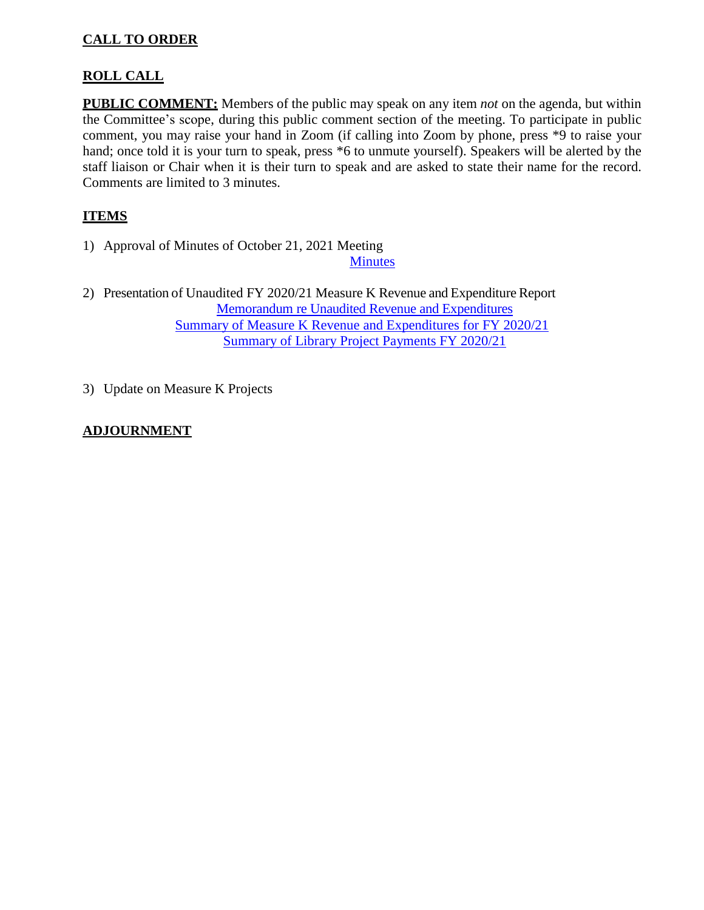**CALL TO ORDER**

**ROLL CALL**

**PUBLIC COMMENT:** Members of the public may speak on any item *not* on the agenda, but within the Committee's scope, during this public comment section of the meeting. To participate in public comment, you may raise your hand in Zoom (if calling into Zoom by phone, press *9 to raise your hand; once told it is your turn to speak, press *6 to unmute yourself). Speakers will be alerted by the staff liaison or Chair when it is their turn to speak and are asked to state their name for the record. Comments are limited to 3 minutes.

**ITEMS**

1) Approval of Minutes of October 21, 2021 Meeting

   Minutes

2) Presentation of Unaudited FY 2020/21 Measure K Revenue and Expenditure Report

   Memorandum re Unaudited Revenue and Expenditures

   Summary of Measure K Revenue and Expenditures for FY 2020/21

   Summary of Library Project Payments FY 2020/21

3) Update on Measure K Projects

**ADJOURNMENT**